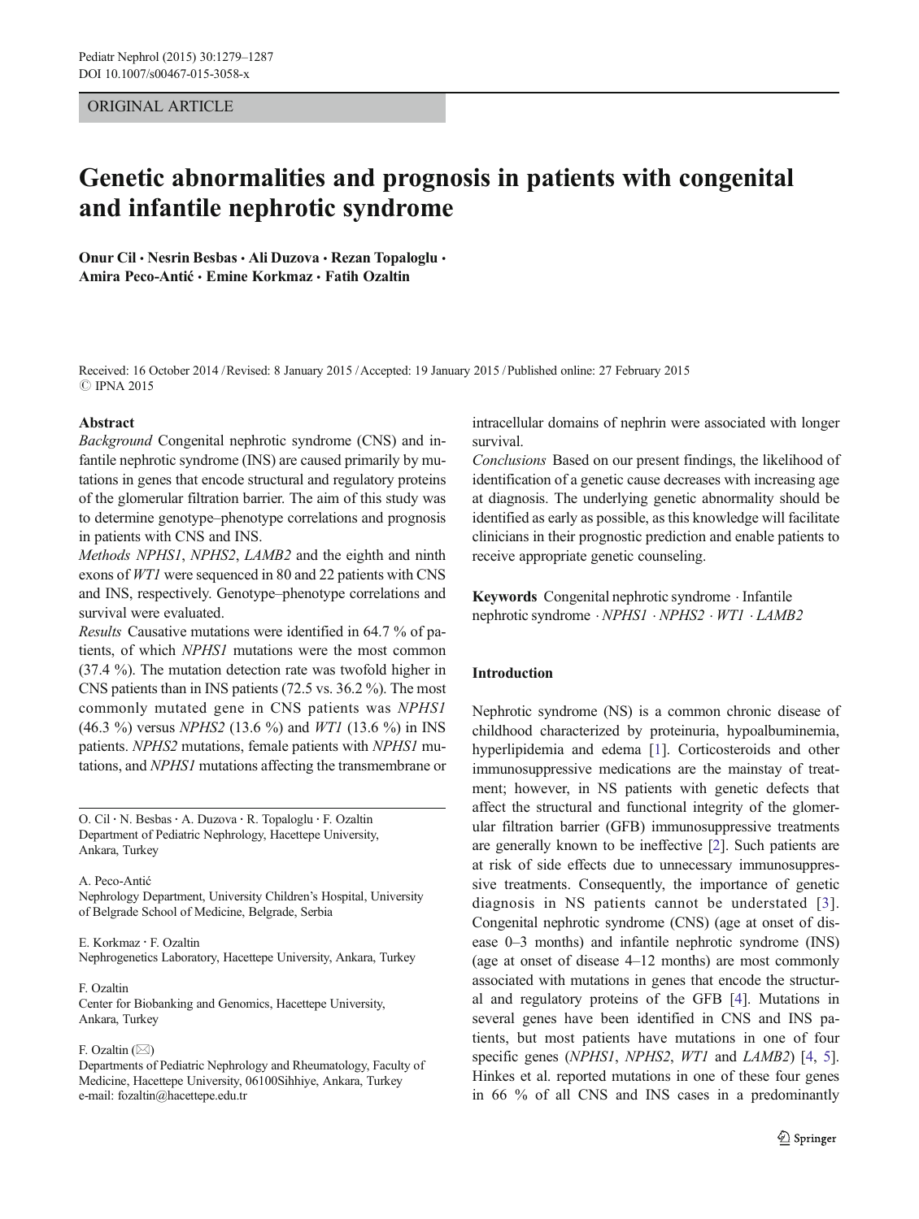ORIGINAL ARTICLE

# Genetic abnormalities and prognosis in patients with congenital and infantile nephrotic syndrome

**Onur Cil · Nesrin Besbas · Ali Duzova · Rezan Topaloglu · Amira Peco-Antić · Emine Korkmaz · Fatih Ozaltin**

Received: 16 October 2014 / Revised: 8 January 2015 / Accepted: 19 January 2015 / Published online: 27 February 2015
© IPNA 2015

## Abstract

*Background* Congenital nephrotic syndrome (CNS) and infantile nephrotic syndrome (INS) are caused primarily by mutations in genes that encode structural and regulatory proteins of the glomerular filtration barrier. The aim of this study was to determine genotype–phenotype correlations and prognosis in patients with CNS and INS.

*Methods* *NPHS1*, *NPHS2*, *LAMB2* and the eighth and ninth exons of *WT1* were sequenced in 80 and 22 patients with CNS and INS, respectively. Genotype–phenotype correlations and survival were evaluated.

*Results* Causative mutations were identified in 64.7 % of patients, of which *NPHS1* mutations were the most common (37.4 %). The mutation detection rate was twofold higher in CNS patients than in INS patients (72.5 vs. 36.2 %). The most commonly mutated gene in CNS patients was *NPHS1* (46.3 %) versus *NPHS2* (13.6 %) and *WT1* (13.6 %) in INS patients. *NPHS2* mutations, female patients with *NPHS1* mutations, and *NPHS1* mutations affecting the transmembrane or intracellular domains of nephrin were associated with longer survival.

*Conclusions* Based on our present findings, the likelihood of identification of a genetic cause decreases with increasing age at diagnosis. The underlying genetic abnormality should be identified as early as possible, as this knowledge will facilitate clinicians in their prognostic prediction and enable patients to receive appropriate genetic counseling.

**Keywords** Congenital nephrotic syndrome · Infantile nephrotic syndrome · *NPHS1* · *NPHS2* · *WT1* · *LAMB2*

O. Cil · N. Besbas · A. Duzova · R. Topaloglu · F. Ozaltin
Department of Pediatric Nephrology, Hacettepe University, Ankara, Turkey

A. Peco-Antić
Nephrology Department, University Children's Hospital, University of Belgrade School of Medicine, Belgrade, Serbia

E. Korkmaz · F. Ozaltin
Nephrogenetics Laboratory, Hacettepe University, Ankara, Turkey

F. Ozaltin
Center for Biobanking and Genomics, Hacettepe University, Ankara, Turkey

F. Ozaltin (✉)
Departments of Pediatric Nephrology and Rheumatology, Faculty of Medicine, Hacettepe University, 06100Sihhiye, Ankara, Turkey
e-mail: fozaltin@hacettepe.edu.tr

## Introduction

Nephrotic syndrome (NS) is a common chronic disease of childhood characterized by proteinuria, hypoalbuminemia, hyperlipidemia and edema [1]. Corticosteroids and other immunosuppressive medications are the mainstay of treatment; however, in NS patients with genetic defects that affect the structural and functional integrity of the glomerular filtration barrier (GFB) immunosuppressive treatments are generally known to be ineffective [2]. Such patients are at risk of side effects due to unnecessary immunosuppressive treatments. Consequently, the importance of genetic diagnosis in NS patients cannot be understated [3]. Congenital nephrotic syndrome (CNS) (age at onset of disease 0–3 months) and infantile nephrotic syndrome (INS) (age at onset of disease 4–12 months) are most commonly associated with mutations in genes that encode the structural and regulatory proteins of the GFB [4]. Mutations in several genes have been identified in CNS and INS patients, but most patients have mutations in one of four specific genes (*NPHS1*, *NPHS2*, *WT1* and *LAMB2*) [4, 5]. Hinkes et al. reported mutations in one of these four genes in 66 % of all CNS and INS cases in a predominantly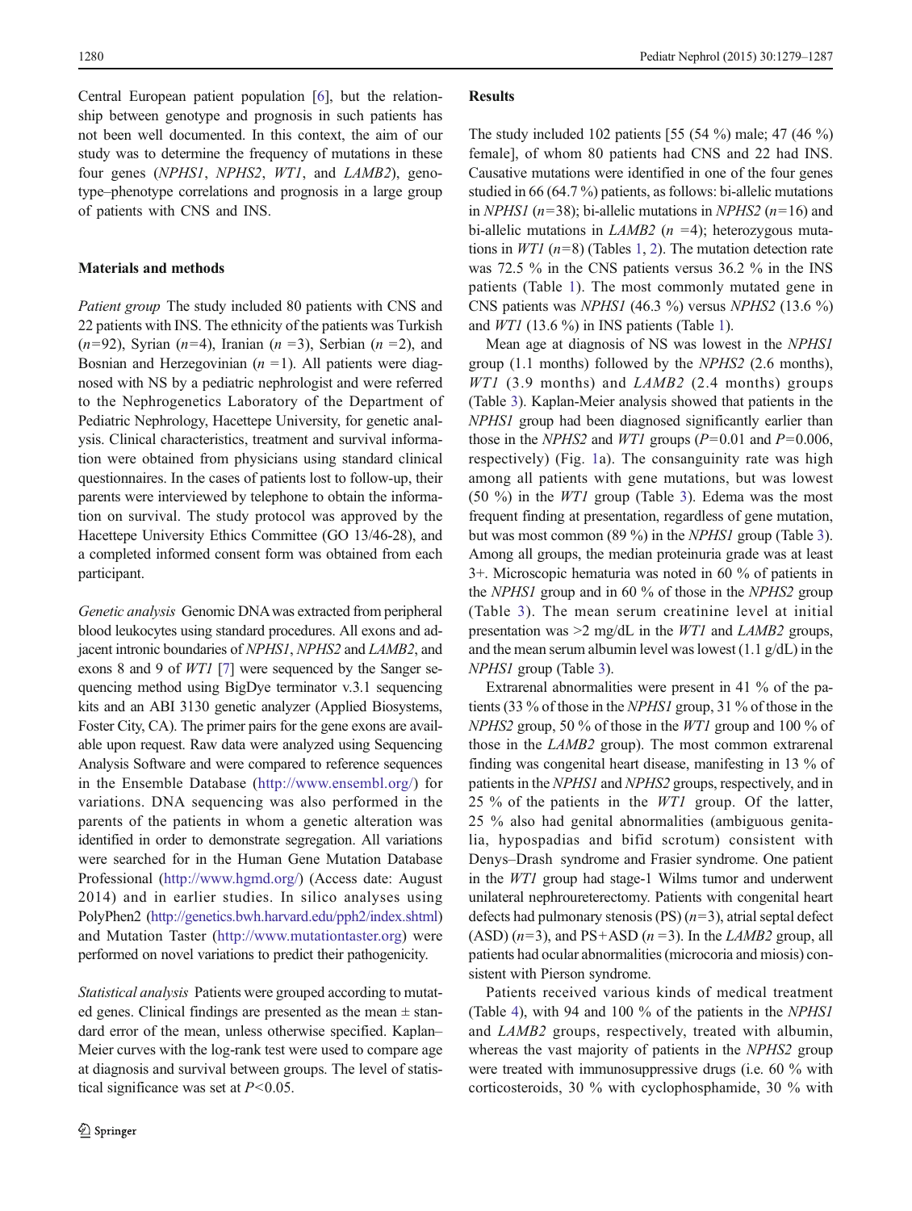Central European patient population [6], but the relationship between genotype and prognosis in such patients has not been well documented. In this context, the aim of our study was to determine the frequency of mutations in these four genes (*NPHS1*, *NPHS2*, *WT1*, and *LAMB2*), genotype–phenotype correlations and prognosis in a large group of patients with CNS and INS.

## Materials and methods

*Patient group* The study included 80 patients with CNS and 22 patients with INS. The ethnicity of the patients was Turkish ($n$=92), Syrian ($n$=4), Iranian ($n$ =3), Serbian ($n$ =2), and Bosnian and Herzegovinian ($n$ =1). All patients were diagnosed with NS by a pediatric nephrologist and were referred to the Nephrogenetics Laboratory of the Department of Pediatric Nephrology, Hacettepe University, for genetic analysis. Clinical characteristics, treatment and survival information were obtained from physicians using standard clinical questionnaires. In the cases of patients lost to follow-up, their parents were interviewed by telephone to obtain the information on survival. The study protocol was approved by the Hacettepe University Ethics Committee (GO 13/46-28), and a completed informed consent form was obtained from each participant.

*Genetic analysis* Genomic DNA was extracted from peripheral blood leukocytes using standard procedures. All exons and adjacent intronic boundaries of *NPHS1*, *NPHS2* and *LAMB2*, and exons 8 and 9 of *WT1* [7] were sequenced by the Sanger sequencing method using BigDye terminator v.3.1 sequencing kits and an ABI 3130 genetic analyzer (Applied Biosystems, Foster City, CA). The primer pairs for the gene exons are available upon request. Raw data were analyzed using Sequencing Analysis Software and were compared to reference sequences in the Ensemble Database (http://www.ensembl.org/) for variations. DNA sequencing was also performed in the parents of the patients in whom a genetic alteration was identified in order to demonstrate segregation. All variations were searched for in the Human Gene Mutation Database Professional (http://www.hgmd.org/) (Access date: August 2014) and in earlier studies. In silico analyses using PolyPhen2 (http://genetics.bwh.harvard.edu/pph2/index.shtml) and Mutation Taster (http://www.mutationtaster.org) were performed on novel variations to predict their pathogenicity.

*Statistical analysis* Patients were grouped according to mutated genes. Clinical findings are presented as the mean ± standard error of the mean, unless otherwise specified. Kaplan–Meier curves with the log-rank test were used to compare age at diagnosis and survival between groups. The level of statistical significance was set at $P$<0.05.

## Results

The study included 102 patients [55 (54 %) male; 47 (46 %) female], of whom 80 patients had CNS and 22 had INS. Causative mutations were identified in one of the four genes studied in 66 (64.7 %) patients, as follows: bi-allelic mutations in *NPHS1* ($n$=38); bi-allelic mutations in *NPHS2* ($n$=16) and bi-allelic mutations in *LAMB2* ($n$ =4); heterozygous mutations in *WT1* ($n$=8) (Tables 1, 2). The mutation detection rate was 72.5 % in the CNS patients versus 36.2 % in the INS patients (Table 1). The most commonly mutated gene in CNS patients was *NPHS1* (46.3 %) versus *NPHS2* (13.6 %) and *WT1* (13.6 %) in INS patients (Table 1).

Mean age at diagnosis of NS was lowest in the *NPHS1* group (1.1 months) followed by the *NPHS2* (2.6 months), *WT1* (3.9 months) and *LAMB2* (2.4 months) groups (Table 3). Kaplan-Meier analysis showed that patients in the *NPHS1* group had been diagnosed significantly earlier than those in the *NPHS2* and *WT1* groups ($P$=0.01 and $P$=0.006, respectively) (Fig. 1a). The consanguinity rate was high among all patients with gene mutations, but was lowest (50 %) in the *WT1* group (Table 3). Edema was the most frequent finding at presentation, regardless of gene mutation, but was most common (89 %) in the *NPHS1* group (Table 3). Among all groups, the median proteinuria grade was at least 3+. Microscopic hematuria was noted in 60 % of patients in the *NPHS1* group and in 60 % of those in the *NPHS2* group (Table 3). The mean serum creatinine level at initial presentation was >2 mg/dL in the *WT1* and *LAMB2* groups, and the mean serum albumin level was lowest (1.1 g/dL) in the *NPHS1* group (Table 3).

Extrarenal abnormalities were present in 41 % of the patients (33 % of those in the *NPHS1* group, 31 % of those in the *NPHS2* group, 50 % of those in the *WT1* group and 100 % of those in the *LAMB2* group). The most common extrarenal finding was congenital heart disease, manifesting in 13 % of patients in the *NPHS1* and *NPHS2* groups, respectively, and in 25 % of the patients in the *WT1* group. Of the latter, 25 % also had genital abnormalities (ambiguous genitalia, hypospadias and bifid scrotum) consistent with Denys–Drash syndrome and Frasier syndrome. One patient in the *WT1* group had stage-1 Wilms tumor and underwent unilateral nephroureterectomy. Patients with congenital heart defects had pulmonary stenosis (PS) ($n$=3), atrial septal defect (ASD) ($n$=3), and PS+ASD ($n$ =3). In the *LAMB2* group, all patients had ocular abnormalities (microcoria and miosis) consistent with Pierson syndrome.

Patients received various kinds of medical treatment (Table 4), with 94 and 100 % of the patients in the *NPHS1* and *LAMB2* groups, respectively, treated with albumin, whereas the vast majority of patients in the *NPHS2* group were treated with immunosuppressive drugs (i.e. 60 % with corticosteroids, 30 % with cyclophosphamide, 30 % with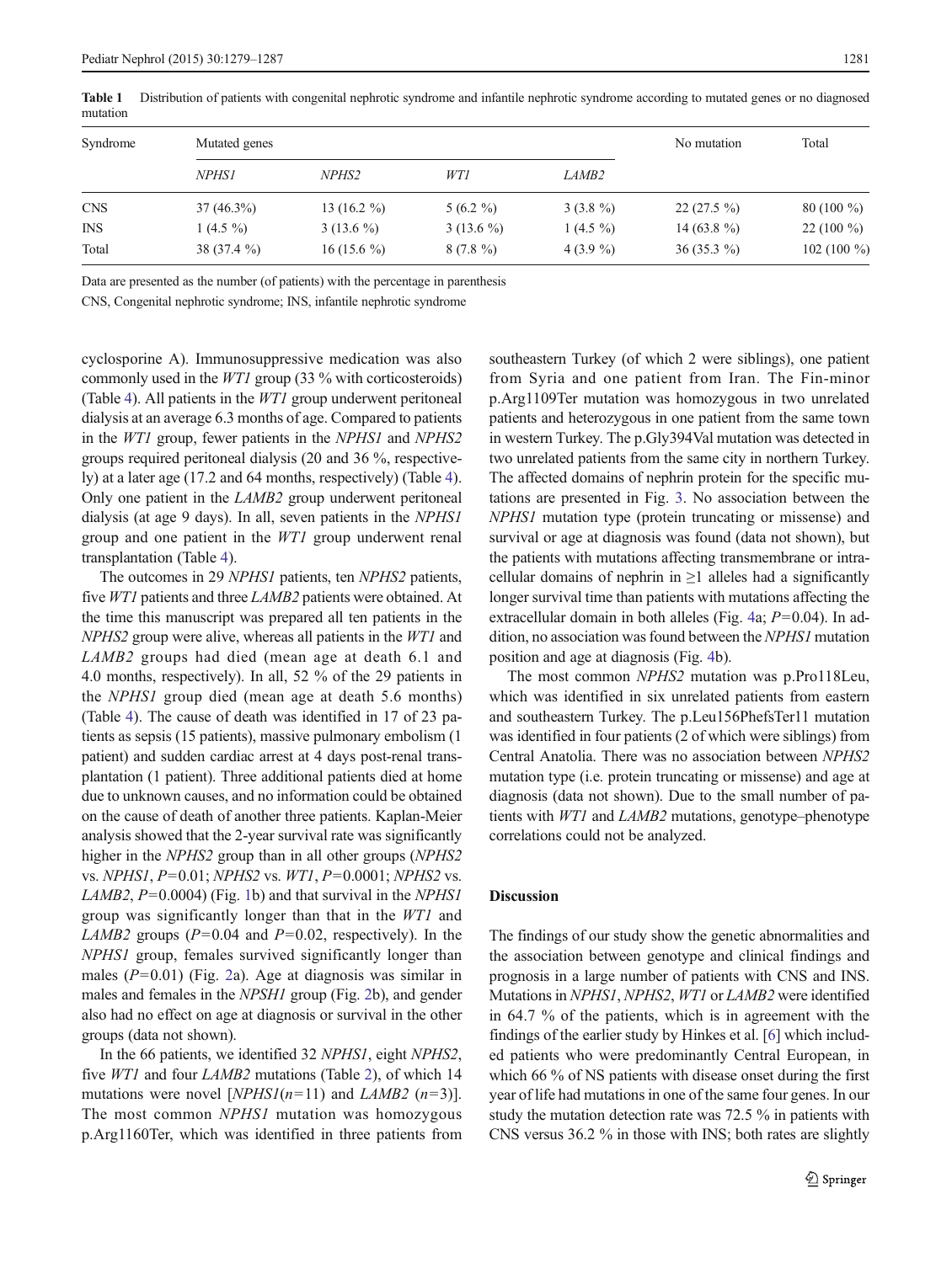**Table 1** Distribution of patients with congenital nephrotic syndrome and infantile nephrotic syndrome according to mutated genes or no diagnosed mutation

| Syndrome | Mutated genes | | | | No mutation | Total |
|---|---|---|---|---|---|---|
| | *NPHS1* | *NPHS2* | *WT1* | *LAMB2* | | |
| CNS | 37 (46.3%) | 13 (16.2 %) | 5 (6.2 %) | 3 (3.8 %) | 22 (27.5 %) | 80 (100 %) |
| INS | 1 (4.5 %) | 3 (13.6 %) | 3 (13.6 %) | 1 (4.5 %) | 14 (63.8 %) | 22 (100 %) |
| Total | 38 (37.4 %) | 16 (15.6 %) | 8 (7.8 %) | 4 (3.9 %) | 36 (35.3 %) | 102 (100 %) |

Data are presented as the number (of patients) with the percentage in parenthesis

CNS, Congenital nephrotic syndrome; INS, infantile nephrotic syndrome

cyclosporine A). Immunosuppressive medication was also commonly used in the *WT1* group (33 % with corticosteroids) (Table 4). All patients in the *WT1* group underwent peritoneal dialysis at an average 6.3 months of age. Compared to patients in the *WT1* group, fewer patients in the *NPHS1* and *NPHS2* groups required peritoneal dialysis (20 and 36 %, respectively) at a later age (17.2 and 64 months, respectively) (Table 4). Only one patient in the *LAMB2* group underwent peritoneal dialysis (at age 9 days). In all, seven patients in the *NPHS1* group and one patient in the *WT1* group underwent renal transplantation (Table 4).

The outcomes in 29 *NPHS1* patients, ten *NPHS2* patients, five *WT1* patients and three *LAMB2* patients were obtained. At the time this manuscript was prepared all ten patients in the *NPHS2* group were alive, whereas all patients in the *WT1* and *LAMB2* groups had died (mean age at death 6.1 and 4.0 months, respectively). In all, 52 % of the 29 patients in the *NPHS1* group died (mean age at death 5.6 months) (Table 4). The cause of death was identified in 17 of 23 patients as sepsis (15 patients), massive pulmonary embolism (1 patient) and sudden cardiac arrest at 4 days post-renal transplantation (1 patient). Three additional patients died at home due to unknown causes, and no information could be obtained on the cause of death of another three patients. Kaplan-Meier analysis showed that the 2-year survival rate was significantly higher in the *NPHS2* group than in all other groups (*NPHS2* vs. *NPHS1*, $P=0.01$; *NPHS2* vs. *WT1*, $P=0.0001$; *NPHS2* vs. *LAMB2*, $P=0.0004$) (Fig. 1b) and that survival in the *NPHS1* group was significantly longer than that in the *WT1* and *LAMB2* groups ($P=0.04$ and $P=0.02$, respectively). In the *NPHS1* group, females survived significantly longer than males ($P=0.01$) (Fig. 2a). Age at diagnosis was similar in males and females in the *NPSH1* group (Fig. 2b), and gender also had no effect on age at diagnosis or survival in the other groups (data not shown).

In the 66 patients, we identified 32 *NPHS1*, eight *NPHS2*, five *WT1* and four *LAMB2* mutations (Table 2), of which 14 mutations were novel [*NPHS1*($n=11$) and *LAMB2* ($n=3$)]. The most common *NPHS1* mutation was homozygous p.Arg1160Ter, which was identified in three patients from southeastern Turkey (of which 2 were siblings), one patient from Syria and one patient from Iran. The Fin-minor p.Arg1109Ter mutation was homozygous in two unrelated patients and heterozygous in one patient from the same town in western Turkey. The p.Gly394Val mutation was detected in two unrelated patients from the same city in northern Turkey. The affected domains of nephrin protein for the specific mutations are presented in Fig. 3. No association between the *NPHS1* mutation type (protein truncating or missense) and survival or age at diagnosis was found (data not shown), but the patients with mutations affecting transmembrane or intracellular domains of nephrin in ≥1 alleles had a significantly longer survival time than patients with mutations affecting the extracellular domain in both alleles (Fig. 4a; $P=0.04$). In addition, no association was found between the *NPHS1* mutation position and age at diagnosis (Fig. 4b).

The most common *NPHS2* mutation was p.Pro118Leu, which was identified in six unrelated patients from eastern and southeastern Turkey. The p.Leu156PhefsTer11 mutation was identified in four patients (2 of which were siblings) from Central Anatolia. There was no association between *NPHS2* mutation type (i.e. protein truncating or missense) and age at diagnosis (data not shown). Due to the small number of patients with *WT1* and *LAMB2* mutations, genotype–phenotype correlations could not be analyzed.

## Discussion

The findings of our study show the genetic abnormalities and the association between genotype and clinical findings and prognosis in a large number of patients with CNS and INS. Mutations in *NPHS1*, *NPHS2*, *WT1* or *LAMB2* were identified in 64.7 % of the patients, which is in agreement with the findings of the earlier study by Hinkes et al. [6] which included patients who were predominantly Central European, in which 66 % of NS patients with disease onset during the first year of life had mutations in one of the same four genes. In our study the mutation detection rate was 72.5 % in patients with CNS versus 36.2 % in those with INS; both rates are slightly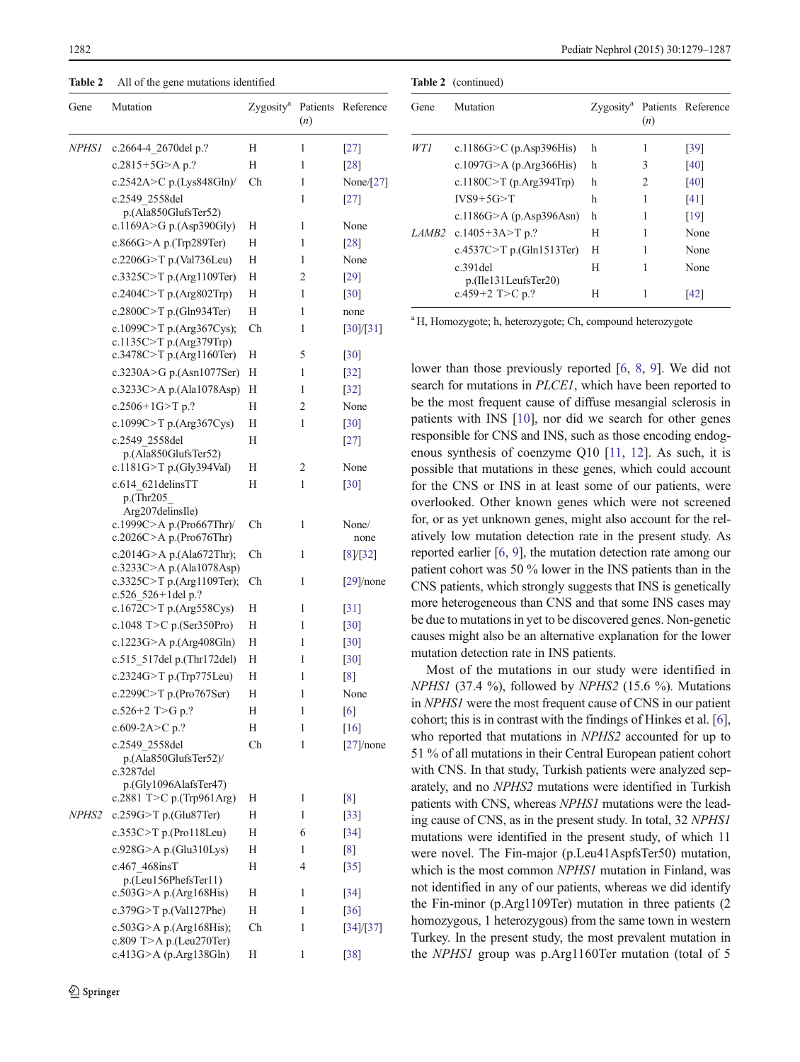**Table 2** All of the gene mutations identified

| Gene | Mutation | Zygosity[a] | Patients (*n*) | Reference |
|---|---|---|---|---|
| *NPHS1* | c.2664-4_2670del p.? | H | 1 | [27] |
| | c.2815+5G>A p.? | H | 1 | [28] |
| | c.2542A>C p.(Lys848Gln)/ c.2549_2558del p.(Ala850GlufsTer52) | Ch | 1 | None/[27] |
| | c.1169A>G p.(Asp390Gly) | H | 1 | None |
| | c.866G>A p.(Trp289Ter) | H | 1 | [28] |
| | c.2206G>T p.(Val736Leu) | H | 1 | None |
| | c.3325C>T p.(Arg1109Ter) | H | 2 | [29] |
| | c.2404C>T p.(Arg802Trp) | H | 1 | [30] |
| | c.2800C>T p.(Gln934Ter) | H | 1 | none |
| | c.1099C>T p.(Arg367Cys); c.1135C>T p.(Arg379Trp) | Ch | 1 | [30]/[31] |
| | c.3478C>T p.(Arg1160Ter) | H | 5 | [30] |
| | c.3230A>G p.(Asn1077Ser) | H | 1 | [32] |
| | c.3233C>A p.(Ala1078Asp) | H | 1 | [32] |
| | c.2506+1G>T p.? | H | 2 | None |
| | c.1099C>T p.(Arg367Cys) | H | 1 | [30] |
| | c.2549_2558del p.(Ala850GlufsTer52) | H | 1 | [27] |
| | c.1181G>T p.(Gly394Val) | H | 2 | None |
| | c.614_621delinsTT p.(Thr205_ Arg207delinsIle) | H | 1 | [30] |
| | c.1999C>A p.(Pro667Thr)/ c.2026C>A p.(Pro676Thr) | Ch | 1 | None/ none |
| | c.2014G>A p.(Ala672Thr); c.3233C>A p.(Ala1078Asp) | Ch | 1 | [8]/[32] |
| | c.3325C>T p.(Arg1109Ter); c.526_526+1del p.? | Ch | 1 | [29]/none |
| | c.1672C>T p.(Arg558Cys) | H | 1 | [31] |
| | c.1048 T>C p.(Ser350Pro) | H | 1 | [30] |
| | c.1223G>A p.(Arg408Gln) | H | 1 | [30] |
| | c.515_517del p.(Thr172del) | H | 1 | [30] |
| | c.2324G>T p.(Trp775Leu) | H | 1 | [8] |
| | c.2299C>T p.(Pro767Ser) | H | 1 | None |
| | c.526+2 T>G p.? | H | 1 | [6] |
| | c.609-2A>C p.? | H | 1 | [16] |
| | c.2549_2558del p.(Ala850GlufsTer52)/ c.3287del p.(Gly1096AlafsTer47) | Ch | 1 | [27]/none |
| | c.2881 T>C p.(Trp961Arg) | H | 1 | [8] |
| *NPHS2* | c.259G>T p.(Glu87Ter) | H | 1 | [33] |
| | c.353C>T p.(Pro118Leu) | H | 6 | [34] |
| | c.928G>A p.(Glu310Lys) | H | 1 | [8] |
| | c.467_468insT p.(Leu156PhefsTer11) | H | 4 | [35] |
| | c.503G>A p.(Arg168His) | H | 1 | [34] |
| | c.379G>T p.(Val127Phe) | H | 1 | [36] |
| | c.503G>A p.(Arg168His); c.809 T>A p.(Leu270Ter) | Ch | 1 | [34]/[37] |
| | c.413G>A (p.Arg138Gln) | H | 1 | [38] |
| *WT1* | c.1186G>C (p.Asp396His) | h | 1 | [39] |
| | c.1097G>A (p.Arg366His) | h | 3 | [40] |
| | c.1180C>T (p.Arg394Trp) | h | 2 | [40] |
| | IVS9+5G>T | h | 1 | [41] |
| | c.1186G>A (p.Asp396Asn) | h | 1 | [19] |
| *LAMB2* | c.1405+3A>T p.? | H | 1 | None |
| | c.4537C>T p.(Gln1513Ter) | H | 1 | None |
| | c.391del p.(Ile131LeufsTer20) | H | 1 | None |
| | c.459+2 T>C p.? | H | 1 | [42] |

[a] H, Homozygote; h, heterozygote; Ch, compound heterozygote

lower than those previously reported [6, 8, 9]. We did not search for mutations in *PLCE1*, which have been reported to be the most frequent cause of diffuse mesangial sclerosis in patients with INS [10], nor did we search for other genes responsible for CNS and INS, such as those encoding endogenous synthesis of coenzyme Q10 [11, 12]. As such, it is possible that mutations in these genes, which could account for the CNS or INS in at least some of our patients, were overlooked. Other known genes which were not screened for, or as yet unknown genes, might also account for the relatively low mutation detection rate in the present study. As reported earlier [6, 9], the mutation detection rate among our patient cohort was 50 % lower in the INS patients than in the CNS patients, which strongly suggests that INS is genetically more heterogeneous than CNS and that some INS cases may be due to mutations in yet to be discovered genes. Non-genetic causes might also be an alternative explanation for the lower mutation detection rate in INS patients.

Most of the mutations in our study were identified in *NPHS1* (37.4 %), followed by *NPHS2* (15.6 %). Mutations in *NPHS1* were the most frequent cause of CNS in our patient cohort; this is in contrast with the findings of Hinkes et al. [6], who reported that mutations in *NPHS2* accounted for up to 51 % of all mutations in their Central European patient cohort with CNS. In that study, Turkish patients were analyzed separately, and no *NPHS2* mutations were identified in Turkish patients with CNS, whereas *NPHS1* mutations were the leading cause of CNS, as in the present study. In total, 32 *NPHS1* mutations were identified in the present study, of which 11 were novel. The Fin-major (p.Leu41AspfsTer50) mutation, which is the most common *NPHS1* mutation in Finland, was not identified in any of our patients, whereas we did identify the Fin-minor (p.Arg1109Ter) mutation in three patients (2 homozygous, 1 heterozygous) from the same town in western Turkey. In the present study, the most prevalent mutation in the *NPHS1* group was p.Arg1160Ter mutation (total of 5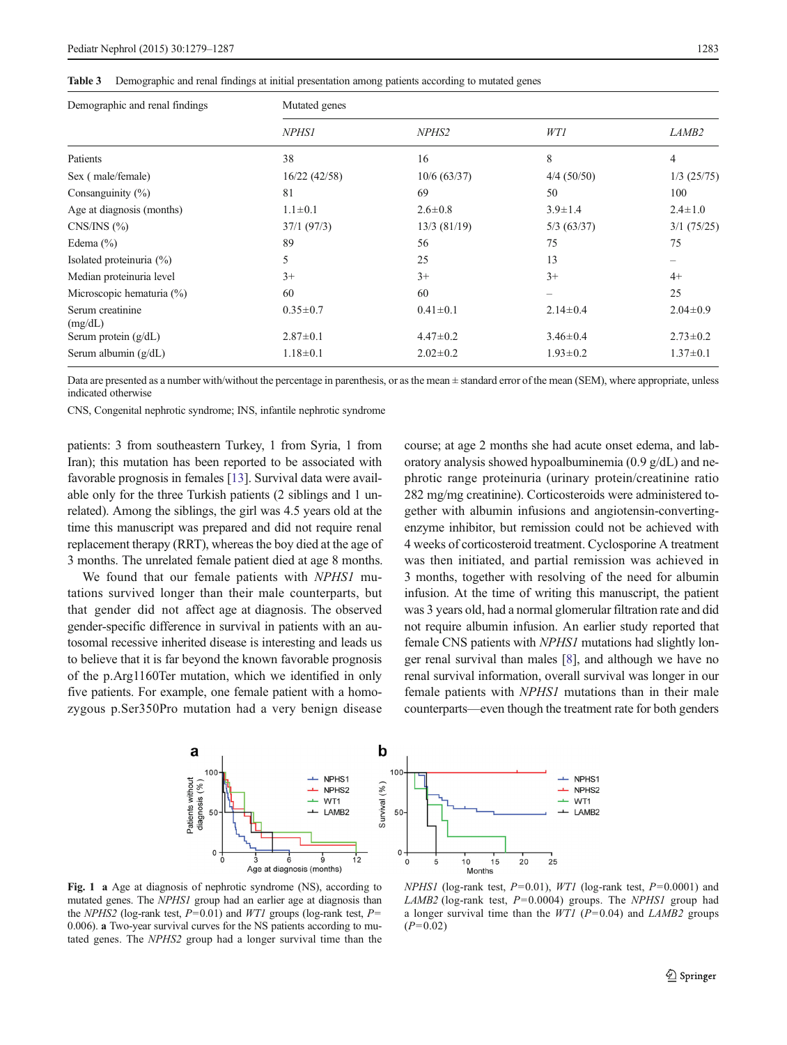**Table 3** Demographic and renal findings at initial presentation among patients according to mutated genes

| Demographic and renal findings | Mutated genes | | | |
|---|---|---|---|---|
| | *NPHS1* | *NPHS2* | *WT1* | *LAMB2* |
| Patients | 38 | 16 | 8 | 4 |
| Sex ( male/female) | 16/22 (42/58) | 10/6 (63/37) | 4/4 (50/50) | 1/3 (25/75) |
| Consanguinity (%) | 81 | 69 | 50 | 100 |
| Age at diagnosis (months) | 1.1±0.1 | 2.6±0.8 | 3.9±1.4 | 2.4±1.0 |
| CNS/INS (%) | 37/1 (97/3) | 13/3 (81/19) | 5/3 (63/37) | 3/1 (75/25) |
| Edema (%) | 89 | 56 | 75 | 75 |
| Isolated proteinuria (%) | 5 | 25 | 13 | – |
| Median proteinuria level | 3+ | 3+ | 3+ | 4+ |
| Microscopic hematuria (%) | 60 | 60 | – | 25 |
| Serum creatinine (mg/dL) | 0.35±0.7 | 0.41±0.1 | 2.14±0.4 | 2.04±0.9 |
| Serum protein (g/dL) | 2.87±0.1 | 4.47±0.2 | 3.46±0.4 | 2.73±0.2 |
| Serum albumin (g/dL) | 1.18±0.1 | 2.02±0.2 | 1.93±0.2 | 1.37±0.1 |

Data are presented as a number with/without the percentage in parenthesis, or as the mean ± standard error of the mean (SEM), where appropriate, unless indicated otherwise

CNS, Congenital nephrotic syndrome; INS, infantile nephrotic syndrome

patients: 3 from southeastern Turkey, 1 from Syria, 1 from Iran); this mutation has been reported to be associated with favorable prognosis in females [13]. Survival data were available only for the three Turkish patients (2 siblings and 1 unrelated). Among the siblings, the girl was 4.5 years old at the time this manuscript was prepared and did not require renal replacement therapy (RRT), whereas the boy died at the age of 3 months. The unrelated female patient died at age 8 months.

We found that our female patients with *NPHS1* mutations survived longer than their male counterparts, but that gender did not affect age at diagnosis. The observed gender-specific difference in survival in patients with an autosomal recessive inherited disease is interesting and leads us to believe that it is far beyond the known favorable prognosis of the p.Arg1160Ter mutation, which we identified in only five patients. For example, one female patient with a homozygous p.Ser350Pro mutation had a very benign disease course; at age 2 months she had acute onset edema, and laboratory analysis showed hypoalbuminemia (0.9 g/dL) and nephrotic range proteinuria (urinary protein/creatinine ratio 282 mg/mg creatinine). Corticosteroids were administered together with albumin infusions and angiotensin-converting-enzyme inhibitor, but remission could not be achieved with 4 weeks of corticosteroid treatment. Cyclosporine A treatment was then initiated, and partial remission was achieved in 3 months, together with resolving of the need for albumin infusion. At the time of writing this manuscript, the patient was 3 years old, had a normal glomerular filtration rate and did not require albumin infusion. An earlier study reported that female CNS patients with *NPHS1* mutations had slightly longer renal survival than males [8], and although we have no renal survival information, overall survival was longer in our female patients with *NPHS1* mutations than in their male counterparts—even though the treatment rate for both genders

**Fig. 1** **a** Age at diagnosis of nephrotic syndrome (NS), according to mutated genes. The *NPHS1* group had an earlier age at diagnosis than the *NPHS2* (log-rank test, $P=0.01$) and *WT1* groups (log-rank test, $P=0.006$). **a** Two-year survival curves for the NS patients according to mutated genes. The *NPHS2* group had a longer survival time than the *NPHS1* (log-rank test, $P=0.01$), *WT1* (log-rank test, $P=0.0001$) and *LAMB2* (log-rank test, $P=0.0004$) groups. The *NPHS1* group had a longer survival time than the *WT1* ($P=0.04$) and *LAMB2* groups ($P=0.02$)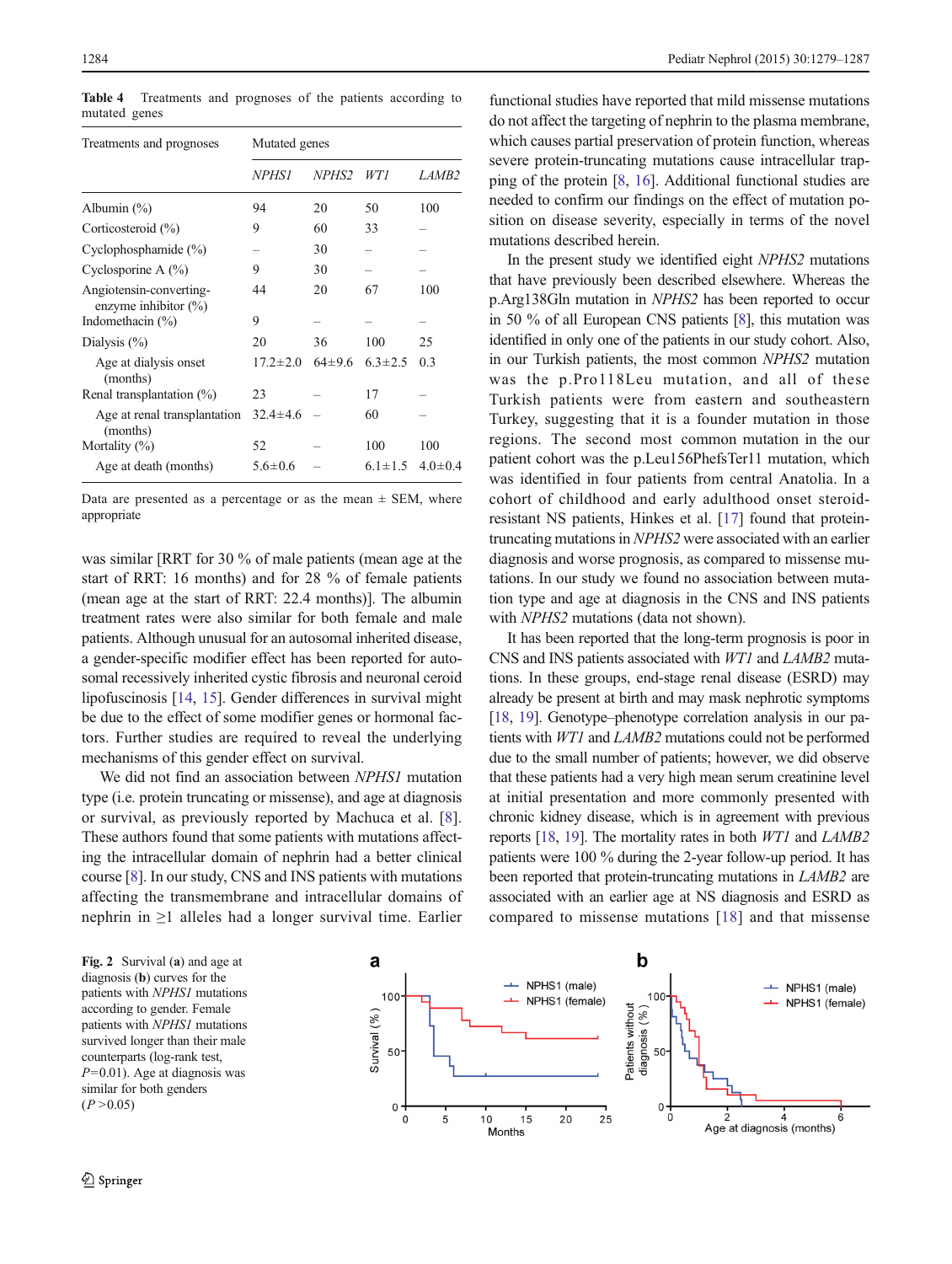**Table 4** Treatments and prognoses of the patients according to mutated genes

| Treatments and prognoses | Mutated genes | | | |
|---|---|---|---|---|
| | *NPHS1* | *NPHS2* | *WT1* | *LAMB2* |
| Albumin (%) | 94 | 20 | 50 | 100 |
| Corticosteroid (%) | 9 | 60 | 33 | – |
| Cyclophosphamide (%) | – | 30 | – | – |
| Cyclosporine A (%) | 9 | 30 | – | – |
| Angiotensin-converting-enzyme inhibitor (%) | 44 | 20 | 67 | 100 |
| Indomethacin (%) | 9 | – | – | – |
| Dialysis (%) | 20 | 36 | 100 | 25 |
| Age at dialysis onset (months) | 17.2±2.0 | 64±9.6 | 6.3±2.5 | 0.3 |
| Renal transplantation (%) | 23 | – | 17 | – |
| Age at renal transplantation (months) | 32.4±4.6 | – | 60 | – |
| Mortality (%) | 52 | – | 100 | 100 |
| Age at death (months) | 5.6±0.6 | – | 6.1±1.5 | 4.0±0.4 |

Data are presented as a percentage or as the mean ± SEM, where appropriate

was similar [RRT for 30 % of male patients (mean age at the start of RRT: 16 months) and for 28 % of female patients (mean age at the start of RRT: 22.4 months)]. The albumin treatment rates were also similar for both female and male patients. Although unusual for an autosomal inherited disease, a gender-specific modifier effect has been reported for autosomal recessively inherited cystic fibrosis and neuronal ceroid lipofuscinosis [14, 15]. Gender differences in survival might be due to the effect of some modifier genes or hormonal factors. Further studies are required to reveal the underlying mechanisms of this gender effect on survival.

We did not find an association between *NPHS1* mutation type (i.e. protein truncating or missense), and age at diagnosis or survival, as previously reported by Machuca et al. [8]. These authors found that some patients with mutations affecting the intracellular domain of nephrin had a better clinical course [8]. In our study, CNS and INS patients with mutations affecting the transmembrane and intracellular domains of nephrin in ≥1 alleles had a longer survival time. Earlier functional studies have reported that mild missense mutations do not affect the targeting of nephrin to the plasma membrane, which causes partial preservation of protein function, whereas severe protein-truncating mutations cause intracellular trapping of the protein [8, 16]. Additional functional studies are needed to confirm our findings on the effect of mutation position on disease severity, especially in terms of the novel mutations described herein.

In the present study we identified eight *NPHS2* mutations that have previously been described elsewhere. Whereas the p.Arg138Gln mutation in *NPHS2* has been reported to occur in 50 % of all European CNS patients [8], this mutation was identified in only one of the patients in our study cohort. Also, in our Turkish patients, the most common *NPHS2* mutation was the p.Pro118Leu mutation, and all of these Turkish patients were from eastern and southeastern Turkey, suggesting that it is a founder mutation in those regions. The second most common mutation in the our patient cohort was the p.Leu156PhefsTer11 mutation, which was identified in four patients from central Anatolia. In a cohort of childhood and early adulthood onset steroid-resistant NS patients, Hinkes et al. [17] found that protein-truncating mutations in *NPHS2* were associated with an earlier diagnosis and worse prognosis, as compared to missense mutations. In our study we found no association between mutation type and age at diagnosis in the CNS and INS patients with *NPHS2* mutations (data not shown).

It has been reported that the long-term prognosis is poor in CNS and INS patients associated with *WT1* and *LAMB2* mutations. In these groups, end-stage renal disease (ESRD) may already be present at birth and may mask nephrotic symptoms [18, 19]. Genotype–phenotype correlation analysis in our patients with *WT1* and *LAMB2* mutations could not be performed due to the small number of patients; however, we did observe that these patients had a very high mean serum creatinine level at initial presentation and more commonly presented with chronic kidney disease, which is in agreement with previous reports [18, 19]. The mortality rates in both *WT1* and *LAMB2* patients were 100 % during the 2-year follow-up period. It has been reported that protein-truncating mutations in *LAMB2* are associated with an earlier age at NS diagnosis and ESRD as compared to missense mutations [18] and that missense

**Fig. 2** Survival (**a**) and age at diagnosis (**b**) curves for the patients with *NPHS1* mutations according to gender. Female patients with *NPHS1* mutations survived longer than their male counterparts (log-rank test, $P=0.01$). Age at diagnosis was similar for both genders ($P>0.05$)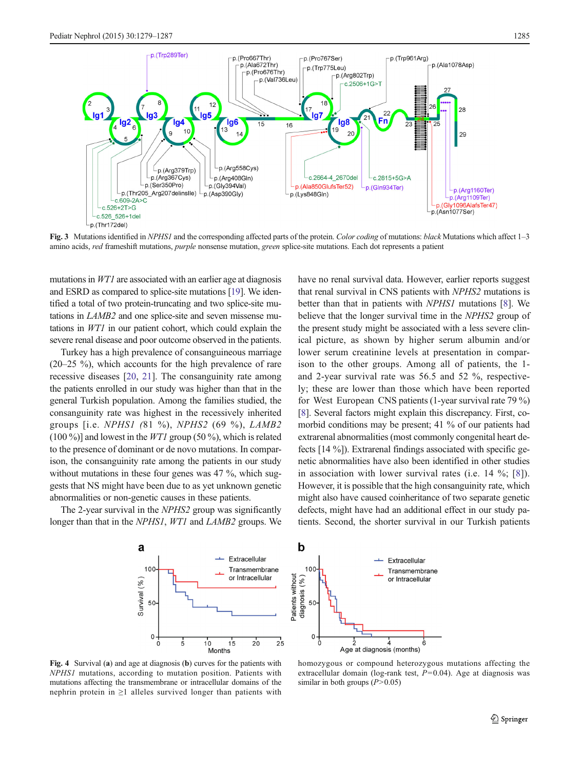**Fig. 3** Mutations identified in *NPHS1* and the corresponding affected parts of the protein. *Color coding* of mutations: *black* Mutations which affect 1–3 amino acids, *red* frameshift mutations, *purple* nonsense mutation, *green* splice-site mutations. Each dot represents a patient

mutations in *WT1* are associated with an earlier age at diagnosis and ESRD as compared to splice-site mutations [19]. We identified a total of two protein-truncating and two splice-site mutations in *LAMB2* and one splice-site and seven missense mutations in *WT1* in our patient cohort, which could explain the severe renal disease and poor outcome observed in the patients.

Turkey has a high prevalence of consanguineous marriage (20–25 %), which accounts for the high prevalence of rare recessive diseases [20, 21]. The consanguinity rate among the patients enrolled in our study was higher than that in the general Turkish population. Among the families studied, the consanguinity rate was highest in the recessively inherited groups [i.e. *NPHS1* (81 %), *NPHS2* (69 %), *LAMB2* (100 %)] and lowest in the *WT1* group (50 %), which is related to the presence of dominant or de novo mutations. In comparison, the consanguinity rate among the patients in our study without mutations in these four genes was 47 %, which suggests that NS might have been due to as yet unknown genetic abnormalities or non-genetic causes in these patients.

The 2-year survival in the *NPHS2* group was significantly longer than that in the *NPHS1*, *WT1* and *LAMB2* groups. We have no renal survival data. However, earlier reports suggest that renal survival in CNS patients with *NPHS2* mutations is better than that in patients with *NPHS1* mutations [8]. We believe that the longer survival time in the *NPHS2* group of the present study might be associated with a less severe clinical picture, as shown by higher serum albumin and/or lower serum creatinine levels at presentation in comparison to the other groups. Among all of patients, the 1- and 2-year survival rate was 56.5 and 52 %, respectively; these are lower than those which have been reported for West European CNS patients (1-year survival rate 79 %) [8]. Several factors might explain this discrepancy. First, comorbid conditions may be present; 41 % of our patients had extrarenal abnormalities (most commonly congenital heart defects [14 %]). Extrarenal findings associated with specific genetic abnormalities have also been identified in other studies in association with lower survival rates (i.e. 14 %; [8]). However, it is possible that the high consanguinity rate, which might also have caused coinheritance of two separate genetic defects, might have had an additional effect in our study patients. Second, the shorter survival in our Turkish patients

**Fig. 4** Survival (**a**) and age at diagnosis (**b**) curves for the patients with *NPHS1* mutations, according to mutation position. Patients with mutations affecting the transmembrane or intracellular domains of the nephrin protein in ≥1 alleles survived longer than patients with homozygous or compound heterozygous mutations affecting the extracellular domain (log-rank test, $P=0.04$). Age at diagnosis was similar in both groups ($P>0.05$)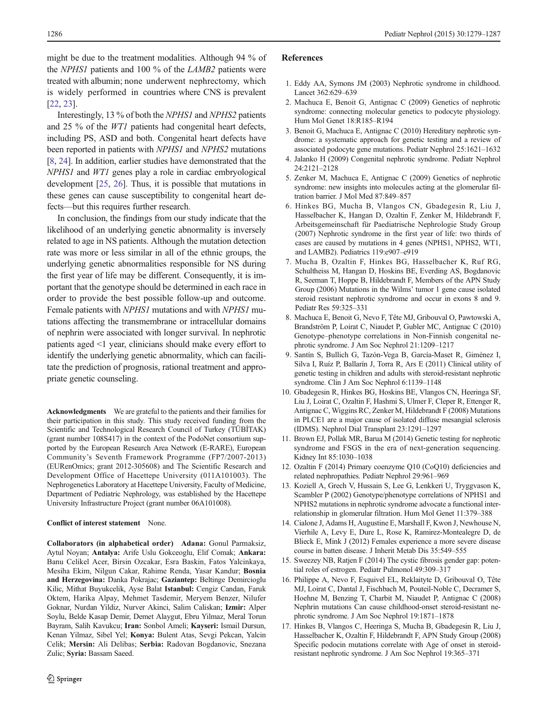might be due to the treatment modalities. Although 94 % of the *NPHS1* patients and 100 % of the *LAMB2* patients were treated with albumin; none underwent nephrectomy, which is widely performed in countries where CNS is prevalent [22, 23].

Interestingly, 13 % of both the *NPHS1* and *NPHS2* patients and 25 % of the *WT1* patients had congenital heart defects, including PS, ASD and both. Congenital heart defects have been reported in patients with *NPHS1* and *NPHS2* mutations [8, 24]. In addition, earlier studies have demonstrated that the *NPHS1* and *WT1* genes play a role in cardiac embryological development [25, 26]. Thus, it is possible that mutations in these genes can cause susceptibility to congenital heart defects—but this requires further research.

In conclusion, the findings from our study indicate that the likelihood of an underlying genetic abnormality is inversely related to age in NS patients. Although the mutation detection rate was more or less similar in all of the ethnic groups, the underlying genetic abnormalities responsible for NS during the first year of life may be different. Consequently, it is important that the genotype should be determined in each race in order to provide the best possible follow-up and outcome. Female patients with *NPHS1* mutations and with *NPHS1* mutations affecting the transmembrane or intracellular domains of nephrin were associated with longer survival. In nephrotic patients aged <1 year, clinicians should make every effort to identify the underlying genetic abnormality, which can facilitate the prediction of prognosis, rational treatment and appropriate genetic counseling.

**Acknowledgments** We are grateful to the patients and their families for their participation in this study. This study received funding from the Scientific and Technological Research Council of Turkey (TÜBİTAK) (grant number 108S417) in the context of the PodoNet consortium supported by the European Research Area Network (E-RARE), European Community's Seventh Framework Programme (FP7/2007-2013) (EURenOmics; grant 2012-305608) and The Scientific Research and Development Office of Hacettepe University (011A101003). The Nephrogenetics Laboratory at Hacettepe University, Faculty of Medicine, Department of Pediatric Nephrology, was established by the Hacettepe University Infrastructure Project (grant number 06A101008).

**Conflict of interest statement** None.

**Collaborators (in alphabetical order)** **Adana:** Gonul Parmaksiz, Aytul Noyan; **Antalya:** Arife Uslu Gokceoglu, Elif Comak; **Ankara:** Banu Celikel Acer, Birsin Ozcakar, Esra Baskin, Fatos Yalcinkaya, Mesiha Ekim, Nilgun Cakar, Rahime Renda, Yasar Kandur; **Bosnia and Herzegovina:** Danka Pokrajac; **Gaziantep:** Beltinge Demircioglu Kilic, Mithat Buyukcelik, Ayse Balat **Istanbul:** Cengiz Candan, Faruk Oktem, Harika Alpay, Mehmet Tasdemir, Meryem Benzer, Nilufer Goknar, Nurdan Yildiz, Nurver Akinci, Salim Caliskan; **Izmir:** Alper Soylu, Belde Kasap Demir, Demet Alaygut, Ebru Yilmaz, Meral Torun Bayram, Salih Kavukcu; **Iran:** Sonbol Ameli; **Kayseri:** Ismail Dursun, Kenan Yilmaz, Sibel Yel; **Konya:** Bulent Atas, Sevgi Pekcan, Yalcin Celik; **Mersin:** Ali Delibas; **Serbia:** Radovan Bogdanovic, Snezana Zulic; **Syria:** Bassam Saeed.

## References

1. Eddy AA, Symons JM (2003) Nephrotic syndrome in childhood. Lancet 362:629–639
2. Machuca E, Benoit G, Antignac C (2009) Genetics of nephrotic syndrome: connecting molecular genetics to podocyte physiology. Hum Mol Genet 18:R185–R194
3. Benoit G, Machuca E, Antignac C (2010) Hereditary nephrotic syndrome: a systematic approach for genetic testing and a review of associated podocyte gene mutations. Pediatr Nephrol 25:1621–1632
4. Jalanko H (2009) Congenital nephrotic syndrome. Pediatr Nephrol 24:2121–2128
5. Zenker M, Machuca E, Antignac C (2009) Genetics of nephrotic syndrome: new insights into molecules acting at the glomerular filtration barrier. J Mol Med 87:849–857
6. Hinkes BG, Mucha B, Vlangos CN, Gbadegesin R, Liu J, Hasselbacher K, Hangan D, Ozaltin F, Zenker M, Hildebrandt F, Arbeitsgemeinschaft für Paediatrische Nephrologie Study Group (2007) Nephrotic syndrome in the first year of life: two thirds of cases are caused by mutations in 4 genes (NPHS1, NPHS2, WT1, and LAMB2). Pediatrics 119:e907–e919
7. Mucha B, Ozaltin F, Hinkes BG, Hasselbacher K, Ruf RG, Schultheiss M, Hangan D, Hoskins BE, Everding AS, Bogdanovic R, Seeman T, Hoppe B, Hildebrandt F, Members of the APN Study Group (2006) Mutations in the Wilms' tumor 1 gene cause isolated steroid resistant nephrotic syndrome and occur in exons 8 and 9. Pediatr Res 59:325–331
8. Machuca E, Benoit G, Nevo F, Tête MJ, Gribouval O, Pawtowski A, Brandström P, Loirat C, Niaudet P, Gubler MC, Antignac C (2010) Genotype–phenotype correlations in Non-Finnish congenital nephrotic syndrome. J Am Soc Nephrol 21:1209–1217
9. Santín S, Bullich G, Tazón-Vega B, García-Maset R, Giménez I, Silva I, Ruíz P, Ballarín J, Torra R, Ars E (2011) Clinical utility of genetic testing in children and adults with steroid-resistant nephrotic syndrome. Clin J Am Soc Nephrol 6:1139–1148
10. Gbadegesin R, Hinkes BG, Hoskins BE, Vlangos CN, Heeringa SF, Liu J, Loirat C, Ozaltin F, Hashmi S, Ulmer F, Cleper R, Ettenger R, Antignac C, Wiggins RC, Zenker M, Hildebrandt F (2008) Mutations in PLCE1 are a major cause of isolated diffuse mesangial sclerosis (IDMS). Nephrol Dial Transplant 23:1291–1297
11. Brown EJ, Pollak MR, Barua M (2014) Genetic testing for nephrotic syndrome and FSGS in the era of next-generation sequencing. Kidney Int 85:1030–1038
12. Ozaltin F (2014) Primary coenzyme Q10 (CoQ10) deficiencies and related nephropathies. Pediatr Nephrol 29:961–969
13. Koziell A, Grech V, Hussain S, Lee G, Lenkkeri U, Tryggvason K, Scambler P (2002) Genotype/phenotype correlations of NPHS1 and NPHS2 mutations in nephrotic syndrome advocate a functional inter-relationship in glomerular filtration. Hum Mol Genet 11:379–388
14. Cialone J, Adams H, Augustine E, Marshall F, Kwon J, Newhouse N, Vierhile A, Levy E, Dure L, Rose K, Ramirez-Montealegre D, de Blieck E, Mink J (2012) Females experience a more severe disease course in batten disease. J Inherit Metab Dis 35:549–555
15. Sweezey NB, Ratjen F (2014) The cystic fibrosis gender gap: potential roles of estrogen. Pediatr Pulmonol 49:309–317
16. Philippe A, Nevo F, Esquivel EL, Reklaityte D, Gribouval O, Tête MJ, Loirat C, Dantal J, Fischbach M, Pouteil-Noble C, Decramer S, Hoehne M, Benzing T, Charbit M, Niaudet P, Antignac C (2008) Nephrin mutations Can cause childhood-onset steroid-resistant nephrotic syndrome. J Am Soc Nephrol 19:1871–1878
17. Hinkes B, Vlangos C, Heeringa S, Mucha B, Gbadegesin R, Liu J, Hasselbacher K, Ozaltin F, Hildebrandt F, APN Study Group (2008) Specific podocin mutations correlate with Age of onset in steroid-resistant nephrotic syndrome. J Am Soc Nephrol 19:365–371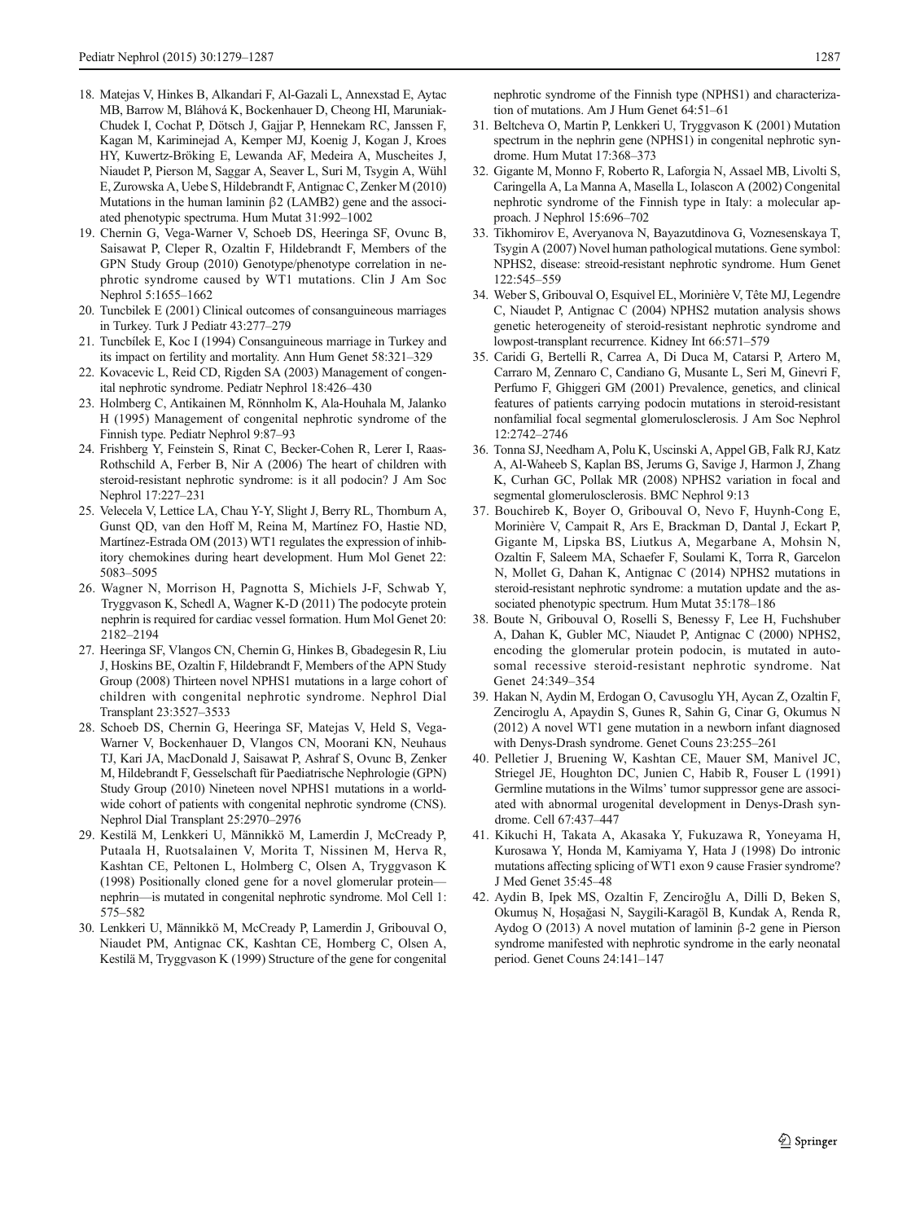18. Matejas V, Hinkes B, Alkandari F, Al-Gazali L, Annexstad E, Aytac MB, Barrow M, Bláhová K, Bockenhauer D, Cheong HI, Maruniak-Chudek I, Cochat P, Dötsch J, Gajjar P, Hennekam RC, Janssen F, Kagan M, Kariminejad A, Kemper MJ, Koenig J, Kogan J, Kroes HY, Kuwertz-Bröking E, Lewanda AF, Medeira A, Muscheites J, Niaudet P, Pierson M, Saggar A, Seaver L, Suri M, Tsygin A, Wühl E, Zurowska A, Uebe S, Hildebrandt F, Antignac C, Zenker M (2010) Mutations in the human laminin β2 (LAMB2) gene and the associated phenotypic spectruma. Hum Mutat 31:992–1002
19. Chernin G, Vega-Warner V, Schoeb DS, Heeringa SF, Ovunc B, Saisawat P, Cleper R, Ozaltin F, Hildebrandt F, Members of the GPN Study Group (2010) Genotype/phenotype correlation in nephrotic syndrome caused by WT1 mutations. Clin J Am Soc Nephrol 5:1655–1662
20. Tuncbilek E (2001) Clinical outcomes of consanguineous marriages in Turkey. Turk J Pediatr 43:277–279
21. Tuncbílek E, Koc I (1994) Consanguineous marriage in Turkey and its impact on fertility and mortality. Ann Hum Genet 58:321–329
22. Kovacevic L, Reid CD, Rigden SA (2003) Management of congenital nephrotic syndrome. Pediatr Nephrol 18:426–430
23. Holmberg C, Antikainen M, Rönnholm K, Ala-Houhala M, Jalanko H (1995) Management of congenital nephrotic syndrome of the Finnish type. Pediatr Nephrol 9:87–93
24. Frishberg Y, Feinstein S, Rinat C, Becker-Cohen R, Lerer I, Raas-Rothschild A, Ferber B, Nir A (2006) The heart of children with steroid-resistant nephrotic syndrome: is it all podocin? J Am Soc Nephrol 17:227–231
25. Velecela V, Lettice LA, Chau Y-Y, Slight J, Berry RL, Thornburn A, Gunst QD, van den Hoff M, Reina M, Martínez FO, Hastie ND, Martínez-Estrada OM (2013) WT1 regulates the expression of inhibitory chemokines during heart development. Hum Mol Genet 22: 5083–5095
26. Wagner N, Morrison H, Pagnotta S, Michiels J-F, Schwab Y, Tryggvason K, Schedl A, Wagner K-D (2011) The podocyte protein nephrin is required for cardiac vessel formation. Hum Mol Genet 20: 2182–2194
27. Heeringa SF, Vlangos CN, Chernin G, Hinkes B, Gbadegesin R, Liu J, Hoskins BE, Ozaltin F, Hildebrandt F, Members of the APN Study Group (2008) Thirteen novel NPHS1 mutations in a large cohort of children with congenital nephrotic syndrome. Nephrol Dial Transplant 23:3527–3533
28. Schoeb DS, Chernin G, Heeringa SF, Matejas V, Held S, Vega-Warner V, Bockenhauer D, Vlangos CN, Moorani KN, Neuhaus TJ, Kari JA, MacDonald J, Saisawat P, Ashraf S, Ovunc B, Zenker M, Hildebrandt F, Gesselschaft für Paediatrische Nephrologie (GPN) Study Group (2010) Nineteen novel NPHS1 mutations in a worldwide cohort of patients with congenital nephrotic syndrome (CNS). Nephrol Dial Transplant 25:2970–2976
29. Kestilä M, Lenkkeri U, Männikkö M, Lamerdin J, McCready P, Putaala H, Ruotsalainen V, Morita T, Nissinen M, Herva R, Kashtan CE, Peltonen L, Holmberg C, Olsen A, Tryggvason K (1998) Positionally cloned gene for a novel glomerular protein—nephrin—is mutated in congenital nephrotic syndrome. Mol Cell 1: 575–582
30. Lenkkeri U, Männikkö M, McCready P, Lamerdin J, Gribouval O, Niaudet PM, Antignac CK, Kashtan CE, Homberg C, Olsen A, Kestilä M, Tryggvason K (1999) Structure of the gene for congenital nephrotic syndrome of the Finnish type (NPHS1) and characterization of mutations. Am J Hum Genet 64:51–61
31. Beltcheva O, Martin P, Lenkkeri U, Tryggvason K (2001) Mutation spectrum in the nephrin gene (NPHS1) in congenital nephrotic syndrome. Hum Mutat 17:368–373
32. Gigante M, Monno F, Roberto R, Laforgia N, Assael MB, Livolti S, Caringella A, La Manna A, Masella L, Iolascon A (2002) Congenital nephrotic syndrome of the Finnish type in Italy: a molecular approach. J Nephrol 15:696–702
33. Tikhomirov E, Averyanova N, Bayazutdinova G, Voznesenskaya T, Tsygin A (2007) Novel human pathological mutations. Gene symbol: NPHS2, disease: streoid-resistant nephrotic syndrome. Hum Genet 122:545–559
34. Weber S, Gribouval O, Esquivel EL, Morinière V, Tête MJ, Legendre C, Niaudet P, Antignac C (2004) NPHS2 mutation analysis shows genetic heterogeneity of steroid-resistant nephrotic syndrome and lowpost-transplant recurrence. Kidney Int 66:571–579
35. Caridi G, Bertelli R, Carrea A, Di Duca M, Catarsi P, Artero M, Carraro M, Zennaro C, Candiano G, Musante L, Seri M, Ginevri F, Perfumo F, Ghiggeri GM (2001) Prevalence, genetics, and clinical features of patients carrying podocin mutations in steroid-resistant nonfamilial focal segmental glomerulosclerosis. J Am Soc Nephrol 12:2742–2746
36. Tonna SJ, Needham A, Polu K, Uscinski A, Appel GB, Falk RJ, Katz A, Al-Waheeb S, Kaplan BS, Jerums G, Savige J, Harmon J, Zhang K, Curhan GC, Pollak MR (2008) NPHS2 variation in focal and segmental glomerulosclerosis. BMC Nephrol 9:13
37. Bouchireb K, Boyer O, Gribouval O, Nevo F, Huynh-Cong E, Morinière V, Campait R, Ars E, Brackman D, Dantal J, Eckart P, Gigante M, Lipska BS, Liutkus A, Megarbane A, Mohsin N, Ozaltin F, Saleem MA, Schaefer F, Soulami K, Torra R, Garcelon N, Mollet G, Dahan K, Antignac C (2014) NPHS2 mutations in steroid-resistant nephrotic syndrome: a mutation update and the associated phenotypic spectrum. Hum Mutat 35:178–186
38. Boute N, Gribouval O, Roselli S, Benessy F, Lee H, Fuchshuber A, Dahan K, Gubler MC, Niaudet P, Antignac C (2000) NPHS2, encoding the glomerular protein podocin, is mutated in autosomal recessive steroid-resistant nephrotic syndrome. Nat Genet 24:349–354
39. Hakan N, Aydin M, Erdogan O, Cavusoglu YH, Aycan Z, Ozaltin F, Zenciroglu A, Apaydin S, Gunes R, Sahin G, Cinar G, Okumus N (2012) A novel WT1 gene mutation in a newborn infant diagnosed with Denys-Drash syndrome. Genet Couns 23:255–261
40. Pelletier J, Bruening W, Kashtan CE, Mauer SM, Manivel JC, Striegel JE, Houghton DC, Junien C, Habib R, Fouser L (1991) Germline mutations in the Wilms' tumor suppressor gene are associated with abnormal urogenital development in Denys-Drash syndrome. Cell 67:437–447
41. Kikuchi H, Takata A, Akasaka Y, Fukuzawa R, Yoneyama H, Kurosawa Y, Honda M, Kamiyama Y, Hata J (1998) Do intronic mutations affecting splicing of WT1 exon 9 cause Frasier syndrome? J Med Genet 35:45–48
42. Aydin B, Ipek MS, Ozaltin F, Zenciroğlu A, Dilli D, Beken S, Okumuş N, Hoşağasi N, Saygili-Karagöl B, Kundak A, Renda R, Aydog O (2013) A novel mutation of laminin β-2 gene in Pierson syndrome manifested with nephrotic syndrome in the early neonatal period. Genet Couns 24:141–147